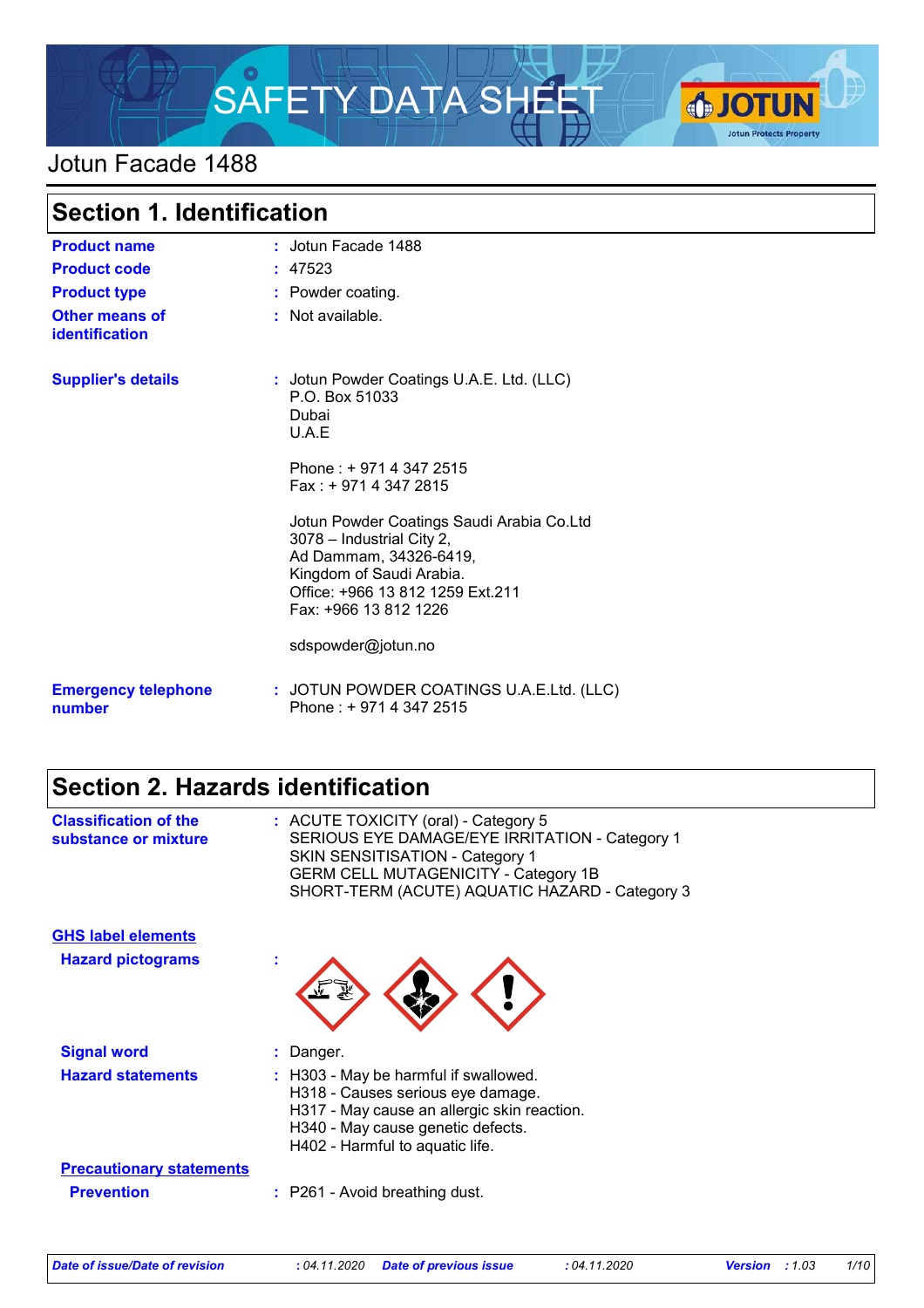# SAFETY DATA SHEET

## Jotun Facade 1488

## Section 1. Identification

| | | |
|---|---|---|
| **Product name** | : | Jotun Facade 1488 |
| **Product code** | : | 47523 |
| **Product type** | : | Powder coating. |
| **Other means of identification** | : | Not available. |
| **Supplier's details** | : | Jotun Powder Coatings U.A.E. Ltd. (LLC)<br>P.O. Box 51033<br>Dubai<br>U.A.E<br><br>Phone : + 971 4 347 2515<br>Fax : + 971 4 347 2815<br><br>Jotun Powder Coatings Saudi Arabia Co.Ltd<br>3078 – Industrial City 2,<br>Ad Dammam, 34326-6419,<br>Kingdom of Saudi Arabia.<br>Office: +966 13 812 1259 Ext.211<br>Fax: +966 13 812 1226<br><br>sdspowder@jotun.no |
| **Emergency telephone number** | : | JOTUN POWDER COATINGS U.A.E.Ltd. (LLC)<br>Phone : + 971 4 347 2515 |

## Section 2. Hazards identification

| | | |
|---|---|---|
| **Classification of the substance or mixture** | : | ACUTE TOXICITY (oral) - Category 5<br>SERIOUS EYE DAMAGE/EYE IRRITATION - Category 1<br>SKIN SENSITISATION - Category 1<br>GERM CELL MUTAGENICITY - Category 1B<br>SHORT-TERM (ACUTE) AQUATIC HAZARD - Category 3 |

**GHS label elements**

| | | |
|---|---|---|
| **Hazard pictograms** | : | |
| **Signal word** | : | Danger. |
| **Hazard statements** | : | H303 - May be harmful if swallowed.<br>H318 - Causes serious eye damage.<br>H317 - May cause an allergic skin reaction.<br>H340 - May cause genetic defects.<br>H402 - Harmful to aquatic life. |

**Precautionary statements**

| | | |
|---|---|---|
| **Prevention** | : | P261 - Avoid breathing dust. |

*Date of issue/Date of revision : 04.11.2020 Date of previous issue : 04.11.2020 Version : 1.03*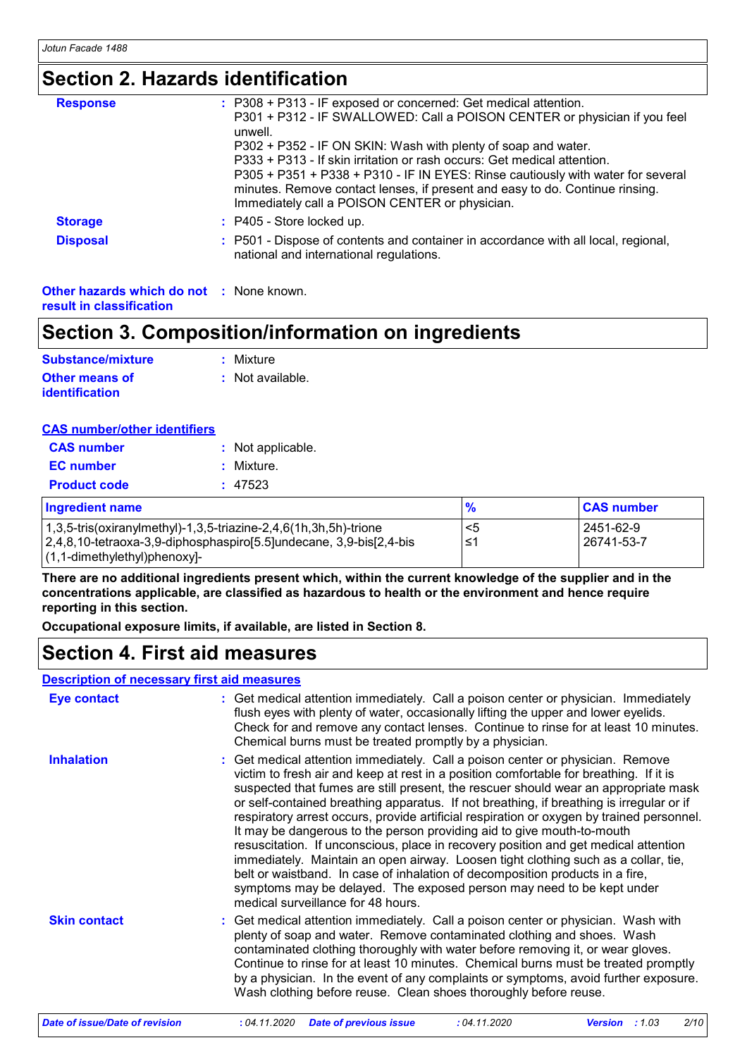## Section 2. Hazards identification

**Response** : P308 + P313 - IF exposed or concerned: Get medical attention.
P301 + P312 - IF SWALLOWED: Call a POISON CENTER or physician if you feel unwell.
P302 + P352 - IF ON SKIN: Wash with plenty of soap and water.
P333 + P313 - If skin irritation or rash occurs: Get medical attention.
P305 + P351 + P338 + P310 - IF IN EYES: Rinse cautiously with water for several minutes. Remove contact lenses, if present and easy to do. Continue rinsing. Immediately call a POISON CENTER or physician.

**Storage** : P405 - Store locked up.

**Disposal** : P501 - Dispose of contents and container in accordance with all local, regional, national and international regulations.

**Other hazards which do not result in classification** : None known.

## Section 3. Composition/information on ingredients

**Substance/mixture** : Mixture

**Other means of identification** : Not available.

**CAS number/other identifiers**

**CAS number** : Not applicable.

**EC number** : Mixture.

**Product code** : 47523

| Ingredient name | % | CAS number |
|---|---|---|
| 1,3,5-tris(oxiranylmethyl)-1,3,5-triazine-2,4,6(1h,3h,5h)-trione | <5 | 2451-62-9 |
| 2,4,8,10-tetraoxa-3,9-diphosphaspiro[5.5]undecane, 3,9-bis[2,4-bis (1,1-dimethylethyl)phenoxy]- | ≤1 | 26741-53-7 |

**There are no additional ingredients present which, within the current knowledge of the supplier and in the concentrations applicable, are classified as hazardous to health or the environment and hence require reporting in this section.**

**Occupational exposure limits, if available, are listed in Section 8.**

## Section 4. First aid measures

**Description of necessary first aid measures**

**Eye contact** : Get medical attention immediately. Call a poison center or physician. Immediately flush eyes with plenty of water, occasionally lifting the upper and lower eyelids. Check for and remove any contact lenses. Continue to rinse for at least 10 minutes. Chemical burns must be treated promptly by a physician.

**Inhalation** : Get medical attention immediately. Call a poison center or physician. Remove victim to fresh air and keep at rest in a position comfortable for breathing. If it is suspected that fumes are still present, the rescuer should wear an appropriate mask or self-contained breathing apparatus. If not breathing, if breathing is irregular or if respiratory arrest occurs, provide artificial respiration or oxygen by trained personnel. It may be dangerous to the person providing aid to give mouth-to-mouth resuscitation. If unconscious, place in recovery position and get medical attention immediately. Maintain an open airway. Loosen tight clothing such as a collar, tie, belt or waistband. In case of inhalation of decomposition products in a fire, symptoms may be delayed. The exposed person may need to be kept under medical surveillance for 48 hours.

**Skin contact** : Get medical attention immediately. Call a poison center or physician. Wash with plenty of soap and water. Remove contaminated clothing and shoes. Wash contaminated clothing thoroughly with water before removing it, or wear gloves. Continue to rinse for at least 10 minutes. Chemical burns must be treated promptly by a physician. In the event of any complaints or symptoms, avoid further exposure. Wash clothing before reuse. Clean shoes thoroughly before reuse.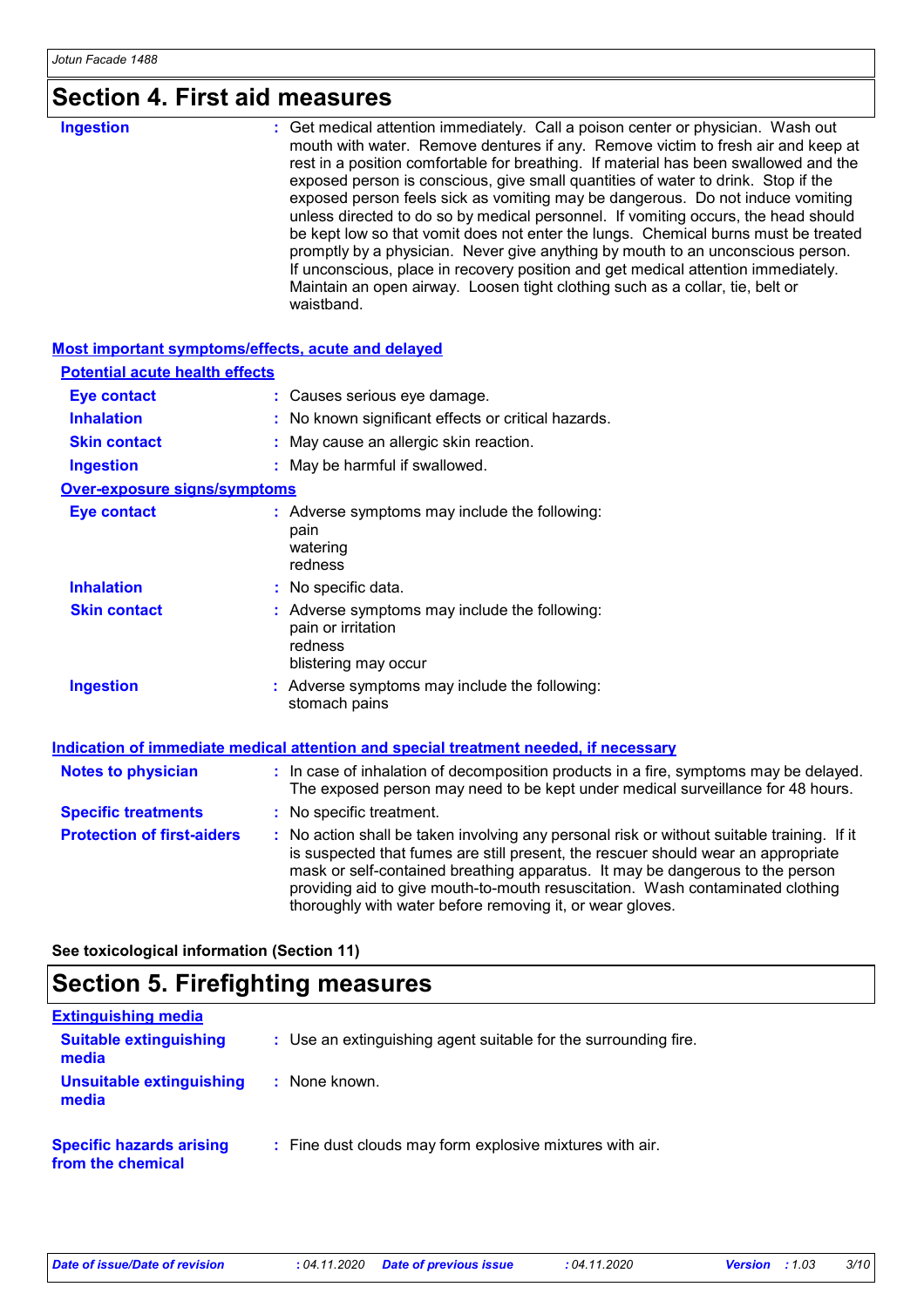# Section 4. First aid measures

| | |
|---|---|
| **Ingestion** | : Get medical attention immediately. Call a poison center or physician. Wash out mouth with water. Remove dentures if any. Remove victim to fresh air and keep at rest in a position comfortable for breathing. If material has been swallowed and the exposed person is conscious, give small quantities of water to drink. Stop if the exposed person feels sick as vomiting may be dangerous. Do not induce vomiting unless directed to do so by medical personnel. If vomiting occurs, the head should be kept low so that vomit does not enter the lungs. Chemical burns must be treated promptly by a physician. Never give anything by mouth to an unconscious person. If unconscious, place in recovery position and get medical attention immediately. Maintain an open airway. Loosen tight clothing such as a collar, tie, belt or waistband. |

## Most important symptoms/effects, acute and delayed

### Potential acute health effects

| | |
|---|---|
| **Eye contact** | : Causes serious eye damage. |
| **Inhalation** | : No known significant effects or critical hazards. |
| **Skin contact** | : May cause an allergic skin reaction. |
| **Ingestion** | : May be harmful if swallowed. |

### Over-exposure signs/symptoms

| | |
|---|---|
| **Eye contact** | : Adverse symptoms may include the following:<br>pain<br>watering<br>redness |
| **Inhalation** | : No specific data. |
| **Skin contact** | : Adverse symptoms may include the following:<br>pain or irritation<br>redness<br>blistering may occur |
| **Ingestion** | : Adverse symptoms may include the following:<br>stomach pains |

## Indication of immediate medical attention and special treatment needed, if necessary

| | |
|---|---|
| **Notes to physician** | : In case of inhalation of decomposition products in a fire, symptoms may be delayed. The exposed person may need to be kept under medical surveillance for 48 hours. |
| **Specific treatments** | : No specific treatment. |
| **Protection of first-aiders** | : No action shall be taken involving any personal risk or without suitable training. If it is suspected that fumes are still present, the rescuer should wear an appropriate mask or self-contained breathing apparatus. It may be dangerous to the person providing aid to give mouth-to-mouth resuscitation. Wash contaminated clothing thoroughly with water before removing it, or wear gloves. |

**See toxicological information (Section 11)**

# Section 5. Firefighting measures

## Extinguishing media

| | |
|---|---|
| **Suitable extinguishing media** | : Use an extinguishing agent suitable for the surrounding fire. |
| **Unsuitable extinguishing media** | : None known. |

| | |
|---|---|
| **Specific hazards arising from the chemical** | : Fine dust clouds may form explosive mixtures with air. |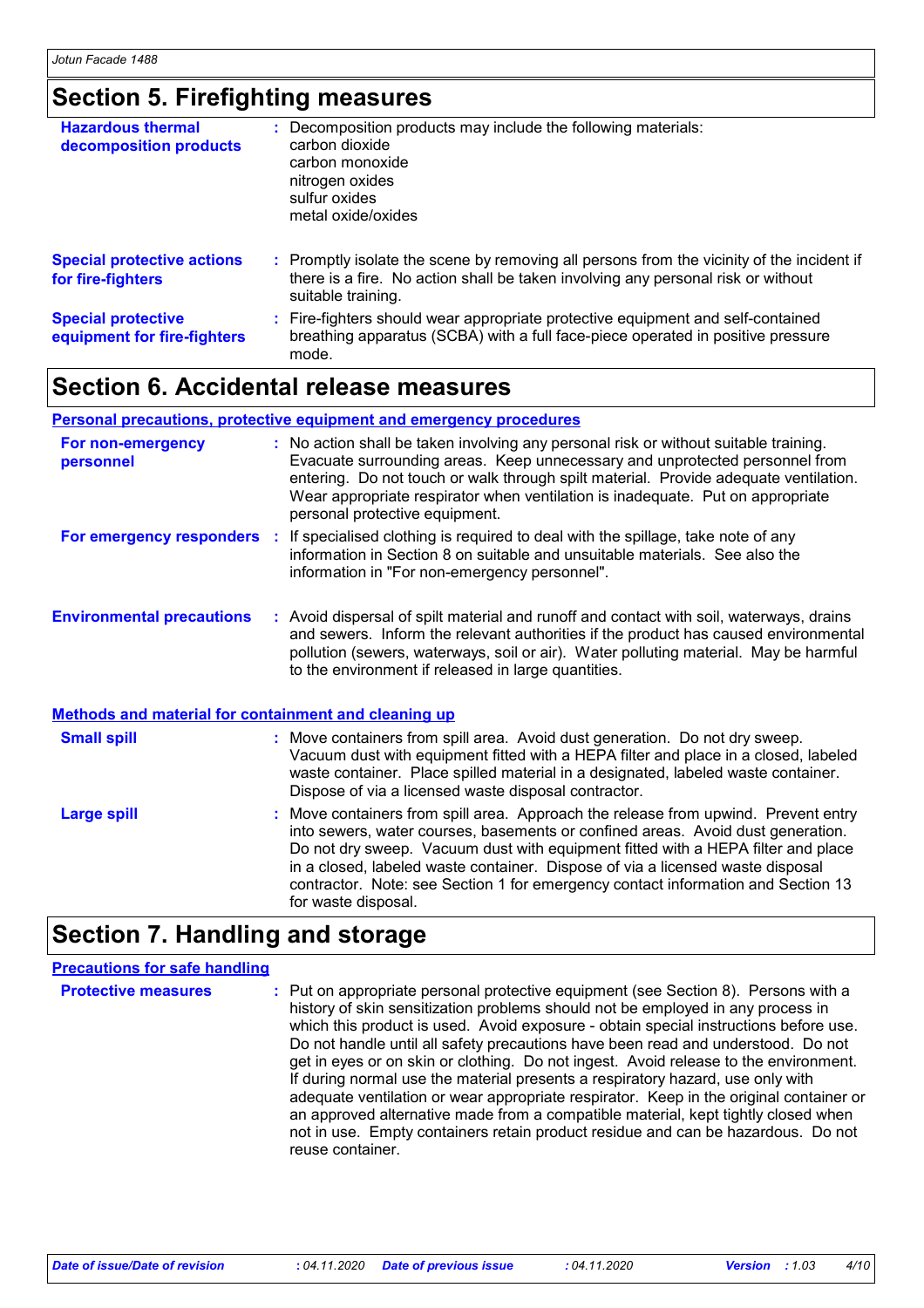## Section 5. Firefighting measures

**Hazardous thermal decomposition products** : Decomposition products may include the following materials:
carbon dioxide
carbon monoxide
nitrogen oxides
sulfur oxides
metal oxide/oxides

**Special protective actions for fire-fighters** : Promptly isolate the scene by removing all persons from the vicinity of the incident if there is a fire. No action shall be taken involving any personal risk or without suitable training.

**Special protective equipment for fire-fighters** : Fire-fighters should wear appropriate protective equipment and self-contained breathing apparatus (SCBA) with a full face-piece operated in positive pressure mode.

## Section 6. Accidental release measures

### Personal precautions, protective equipment and emergency procedures

**For non-emergency personnel** : No action shall be taken involving any personal risk or without suitable training. Evacuate surrounding areas. Keep unnecessary and unprotected personnel from entering. Do not touch or walk through spilt material. Provide adequate ventilation. Wear appropriate respirator when ventilation is inadequate. Put on appropriate personal protective equipment.

**For emergency responders** : If specialised clothing is required to deal with the spillage, take note of any information in Section 8 on suitable and unsuitable materials. See also the information in "For non-emergency personnel".

**Environmental precautions** : Avoid dispersal of spilt material and runoff and contact with soil, waterways, drains and sewers. Inform the relevant authorities if the product has caused environmental pollution (sewers, waterways, soil or air). Water polluting material. May be harmful to the environment if released in large quantities.

### Methods and material for containment and cleaning up

**Small spill** : Move containers from spill area. Avoid dust generation. Do not dry sweep. Vacuum dust with equipment fitted with a HEPA filter and place in a closed, labeled waste container. Place spilled material in a designated, labeled waste container. Dispose of via a licensed waste disposal contractor.

**Large spill** : Move containers from spill area. Approach the release from upwind. Prevent entry into sewers, water courses, basements or confined areas. Avoid dust generation. Do not dry sweep. Vacuum dust with equipment fitted with a HEPA filter and place in a closed, labeled waste container. Dispose of via a licensed waste disposal contractor. Note: see Section 1 for emergency contact information and Section 13 for waste disposal.

## Section 7. Handling and storage

### Precautions for safe handling

**Protective measures** : Put on appropriate personal protective equipment (see Section 8). Persons with a history of skin sensitization problems should not be employed in any process in which this product is used. Avoid exposure - obtain special instructions before use. Do not handle until all safety precautions have been read and understood. Do not get in eyes or on skin or clothing. Do not ingest. Avoid release to the environment. If during normal use the material presents a respiratory hazard, use only with adequate ventilation or wear appropriate respirator. Keep in the original container or an approved alternative made from a compatible material, kept tightly closed when not in use. Empty containers retain product residue and can be hazardous. Do not reuse container.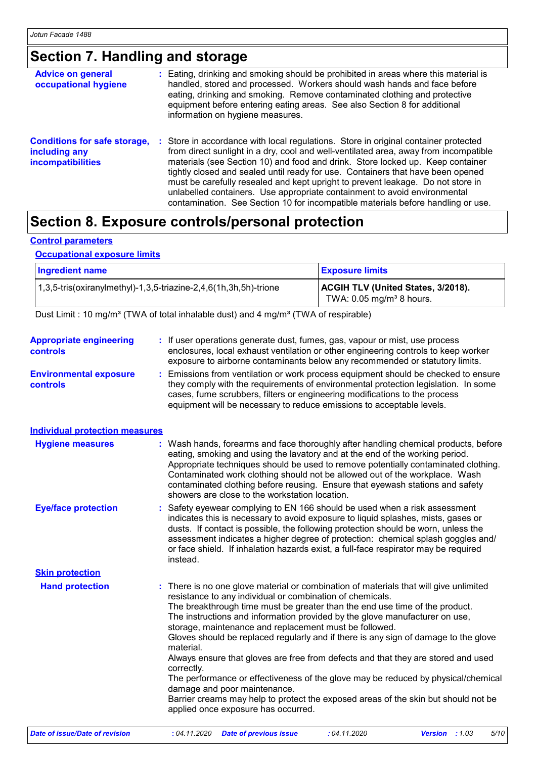# Section 7. Handling and storage

**Advice on general occupational hygiene** : Eating, drinking and smoking should be prohibited in areas where this material is handled, stored and processed. Workers should wash hands and face before eating, drinking and smoking. Remove contaminated clothing and protective equipment before entering eating areas. See also Section 8 for additional information on hygiene measures.

**Conditions for safe storage, including any incompatibilities** : Store in accordance with local regulations. Store in original container protected from direct sunlight in a dry, cool and well-ventilated area, away from incompatible materials (see Section 10) and food and drink. Store locked up. Keep container tightly closed and sealed until ready for use. Containers that have been opened must be carefully resealed and kept upright to prevent leakage. Do not store in unlabelled containers. Use appropriate containment to avoid environmental contamination. See Section 10 for incompatible materials before handling or use.

# Section 8. Exposure controls/personal protection

## Control parameters

### Occupational exposure limits

| Ingredient name | Exposure limits |
|---|---|
| 1,3,5-tris(oxiranylmethyl)-1,3,5-triazine-2,4,6(1h,3h,5h)-trione | **ACGIH TLV (United States, 3/2018).** TWA: 0.05 mg/m³ 8 hours. |

Dust Limit : 10 mg/m³ (TWA of total inhalable dust) and 4 mg/m³ (TWA of respirable)

**Appropriate engineering controls** : If user operations generate dust, fumes, gas, vapour or mist, use process enclosures, local exhaust ventilation or other engineering controls to keep worker exposure to airborne contaminants below any recommended or statutory limits.

**Environmental exposure controls** : Emissions from ventilation or work process equipment should be checked to ensure they comply with the requirements of environmental protection legislation. In some cases, fume scrubbers, filters or engineering modifications to the process equipment will be necessary to reduce emissions to acceptable levels.

## Individual protection measures

**Hygiene measures** : Wash hands, forearms and face thoroughly after handling chemical products, before eating, smoking and using the lavatory and at the end of the working period. Appropriate techniques should be used to remove potentially contaminated clothing. Contaminated work clothing should not be allowed out of the workplace. Wash contaminated clothing before reusing. Ensure that eyewash stations and safety showers are close to the workstation location.

**Eye/face protection** : Safety eyewear complying to EN 166 should be used when a risk assessment indicates this is necessary to avoid exposure to liquid splashes, mists, gases or dusts. If contact is possible, the following protection should be worn, unless the assessment indicates a higher degree of protection: chemical splash goggles and/ or face shield. If inhalation hazards exist, a full-face respirator may be required instead.

### Skin protection

**Hand protection** : There is no one glove material or combination of materials that will give unlimited resistance to any individual or combination of chemicals.
The breakthrough time must be greater than the end use time of the product.
The instructions and information provided by the glove manufacturer on use, storage, maintenance and replacement must be followed.
Gloves should be replaced regularly and if there is any sign of damage to the glove material.
Always ensure that gloves are free from defects and that they are stored and used correctly.
The performance or effectiveness of the glove may be reduced by physical/chemical damage and poor maintenance.
Barrier creams may help to protect the exposed areas of the skin but should not be applied once exposure has occurred.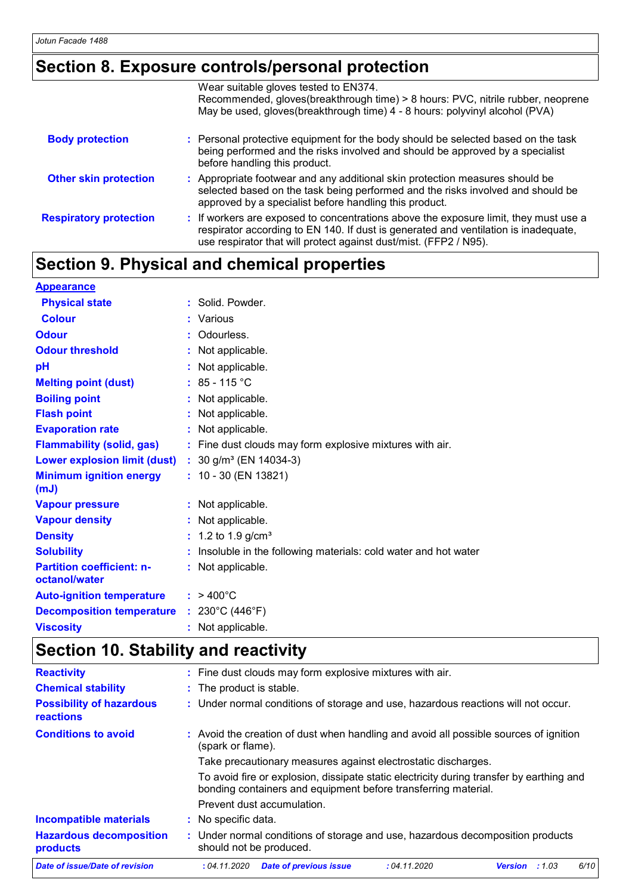## Section 8. Exposure controls/personal protection

Wear suitable gloves tested to EN374.
Recommended, gloves(breakthrough time) > 8 hours: PVC, nitrile rubber, neoprene
May be used, gloves(breakthrough time) 4 - 8 hours: polyvinyl alcohol (PVA)

| | |
|---|---|
| **Body protection** | : Personal protective equipment for the body should be selected based on the task being performed and the risks involved and should be approved by a specialist before handling this product. |
| **Other skin protection** | : Appropriate footwear and any additional skin protection measures should be selected based on the task being performed and the risks involved and should be approved by a specialist before handling this product. |
| **Respiratory protection** | : If workers are exposed to concentrations above the exposure limit, they must use a respirator according to EN 140. If dust is generated and ventilation is inadequate, use respirator that will protect against dust/mist. (FFP2 / N95). |

## Section 9. Physical and chemical properties

**Appearance**

| | |
|---|---|
| **Physical state** | : Solid. Powder. |
| **Colour** | : Various |
| **Odour** | : Odourless. |
| **Odour threshold** | : Not applicable. |
| **pH** | : Not applicable. |
| **Melting point (dust)** | : 85 - 115 °C |
| **Boiling point** | : Not applicable. |
| **Flash point** | : Not applicable. |
| **Evaporation rate** | : Not applicable. |
| **Flammability (solid, gas)** | : Fine dust clouds may form explosive mixtures with air. |
| **Lower explosion limit (dust)** | : 30 g/m³ (EN 14034-3) |
| **Minimum ignition energy (mJ)** | : 10 - 30 (EN 13821) |
| **Vapour pressure** | : Not applicable. |
| **Vapour density** | : Not applicable. |
| **Density** | : 1.2 to 1.9 g/cm³ |
| **Solubility** | : Insoluble in the following materials: cold water and hot water |
| **Partition coefficient: n-octanol/water** | : Not applicable. |
| **Auto-ignition temperature** | : > 400°C |
| **Decomposition temperature** | : 230°C (446°F) |
| **Viscosity** | : Not applicable. |

## Section 10. Stability and reactivity

| | |
|---|---|
| **Reactivity** | : Fine dust clouds may form explosive mixtures with air. |
| **Chemical stability** | : The product is stable. |
| **Possibility of hazardous reactions** | : Under normal conditions of storage and use, hazardous reactions will not occur. |
| **Conditions to avoid** | : Avoid the creation of dust when handling and avoid all possible sources of ignition (spark or flame). Take precautionary measures against electrostatic discharges. To avoid fire or explosion, dissipate static electricity during transfer by earthing and bonding containers and equipment before transferring material. Prevent dust accumulation. |
| **Incompatible materials** | : No specific data. |
| **Hazardous decomposition products** | : Under normal conditions of storage and use, hazardous decomposition products should not be produced. |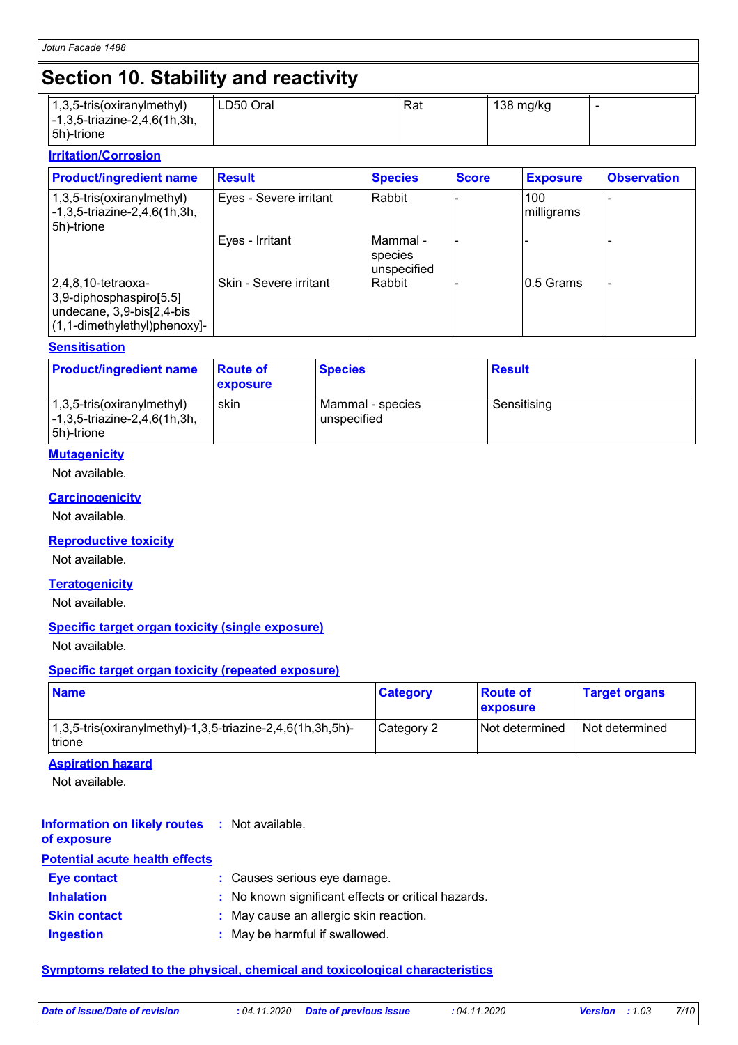# Section 10. Stability and reactivity

| | | | | |
|---|---|---|---|---|
| 1,3,5-tris(oxiranylmethyl)-1,3,5-triazine-2,4,6(1h,3h,5h)-trione | LD50 Oral | Rat | 138 mg/kg | - |

**Irritation/Corrosion**

| Product/ingredient name | Result | Species | Score | Exposure | Observation |
|---|---|---|---|---|---|
| 1,3,5-tris(oxiranylmethyl)-1,3,5-triazine-2,4,6(1h,3h,5h)-trione | Eyes - Severe irritant | Rabbit | - | 100 milligrams | - |
| | Eyes - Irritant | Mammal - species unspecified | - | - | - |
| 2,4,8,10-tetraoxa-3,9-diphosphaspiro[5.5] undecane, 3,9-bis[2,4-bis(1,1-dimethylethyl)phenoxy]- | Skin - Severe irritant | Rabbit | - | 0.5 Grams | - |

**Sensitisation**

| Product/ingredient name | Route of exposure | Species | Result |
|---|---|---|---|
| 1,3,5-tris(oxiranylmethyl)-1,3,5-triazine-2,4,6(1h,3h,5h)-trione | skin | Mammal - species unspecified | Sensitising |

**Mutagenicity**

Not available.

**Carcinogenicity**

Not available.

**Reproductive toxicity**

Not available.

**Teratogenicity**

Not available.

**Specific target organ toxicity (single exposure)**

Not available.

**Specific target organ toxicity (repeated exposure)**

| Name | Category | Route of exposure | Target organs |
|---|---|---|---|
| 1,3,5-tris(oxiranylmethyl)-1,3,5-triazine-2,4,6(1h,3h,5h)-trione | Category 2 | Not determined | Not determined |

**Aspiration hazard**

Not available.

**Information on likely routes of exposure** : Not available.

**Potential acute health effects**

**Eye contact** : Causes serious eye damage.

**Inhalation** : No known significant effects or critical hazards.

**Skin contact** : May cause an allergic skin reaction.

**Ingestion** : May be harmful if swallowed.

**Symptoms related to the physical, chemical and toxicological characteristics**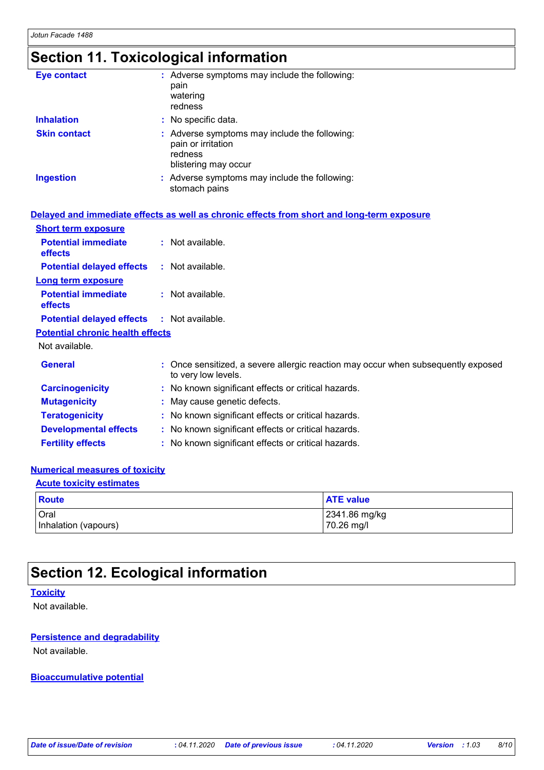## Section 11. Toxicological information

**Eye contact** : Adverse symptoms may include the following:
pain
watering
redness

**Inhalation** : No specific data.

**Skin contact** : Adverse symptoms may include the following:
pain or irritation
redness
blistering may occur

**Ingestion** : Adverse symptoms may include the following:
stomach pains

### Delayed and immediate effects as well as chronic effects from short and long-term exposure

**Short term exposure**

**Potential immediate effects** : Not available.

**Potential delayed effects** : Not available.

**Long term exposure**

**Potential immediate effects** : Not available.

**Potential delayed effects** : Not available.

**Potential chronic health effects**

Not available.

**General** : Once sensitized, a severe allergic reaction may occur when subsequently exposed to very low levels.

**Carcinogenicity** : No known significant effects or critical hazards.

**Mutagenicity** : May cause genetic defects.

**Teratogenicity** : No known significant effects or critical hazards.

**Developmental effects** : No known significant effects or critical hazards.

**Fertility effects** : No known significant effects or critical hazards.

### Numerical measures of toxicity

**Acute toxicity estimates**

| Route | ATE value |
|---|---|
| Oral | 2341.86 mg/kg |
| Inhalation (vapours) | 70.26 mg/l |

## Section 12. Ecological information

### Toxicity

Not available.

### Persistence and degradability

Not available.

### Bioaccumulative potential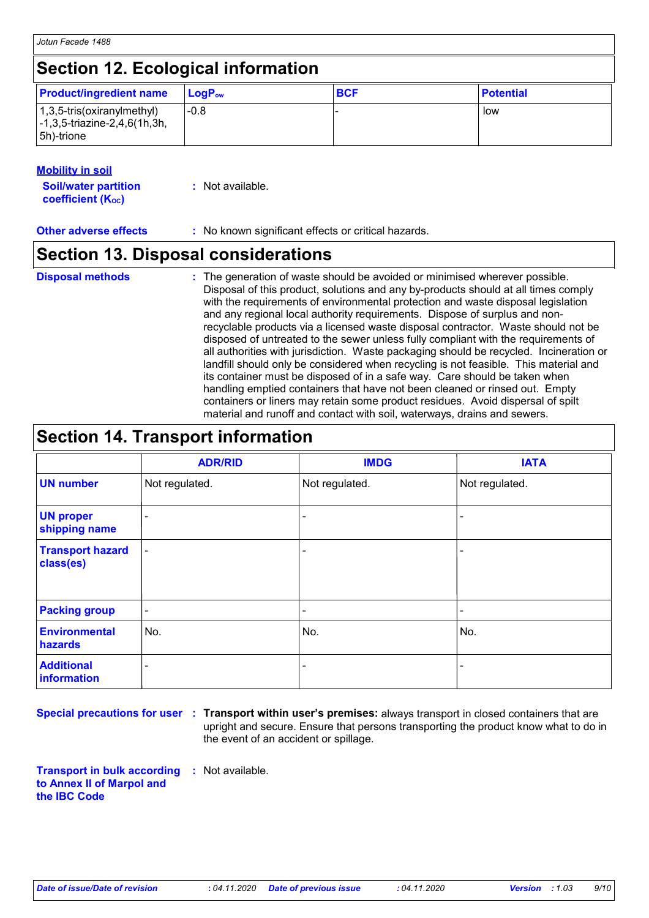## Section 12. Ecological information

| Product/ingredient name | $LogP_{ow}$ | BCF | Potential |
|---|---|---|---|
| 1,3,5-tris(oxiranylmethyl) -1,3,5-triazine-2,4,6(1h,3h, 5h)-trione | -0.8 | - | low |

**Mobility in soil**

**Soil/water partition coefficient ($K_{OC}$)** : Not available.

**Other adverse effects** : No known significant effects or critical hazards.

## Section 13. Disposal considerations

**Disposal methods** : The generation of waste should be avoided or minimised wherever possible. Disposal of this product, solutions and any by-products should at all times comply with the requirements of environmental protection and waste disposal legislation and any regional local authority requirements. Dispose of surplus and non-recyclable products via a licensed waste disposal contractor. Waste should not be disposed of untreated to the sewer unless fully compliant with the requirements of all authorities with jurisdiction. Waste packaging should be recycled. Incineration or landfill should only be considered when recycling is not feasible. This material and its container must be disposed of in a safe way. Care should be taken when handling emptied containers that have not been cleaned or rinsed out. Empty containers or liners may retain some product residues. Avoid dispersal of spilt material and runoff and contact with soil, waterways, drains and sewers.

## Section 14. Transport information

| | ADR/RID | IMDG | IATA |
|---|---|---|---|
| **UN number** | Not regulated. | Not regulated. | Not regulated. |
| **UN proper shipping name** | - | - | - |
| **Transport hazard class(es)** | - | - | - |
| **Packing group** | - | - | - |
| **Environmental hazards** | No. | No. | No. |
| **Additional information** | - | - | - |

**Special precautions for user** : **Transport within user's premises:** always transport in closed containers that are upright and secure. Ensure that persons transporting the product know what to do in the event of an accident or spillage.

**Transport in bulk according to Annex II of Marpol and the IBC Code** : Not available.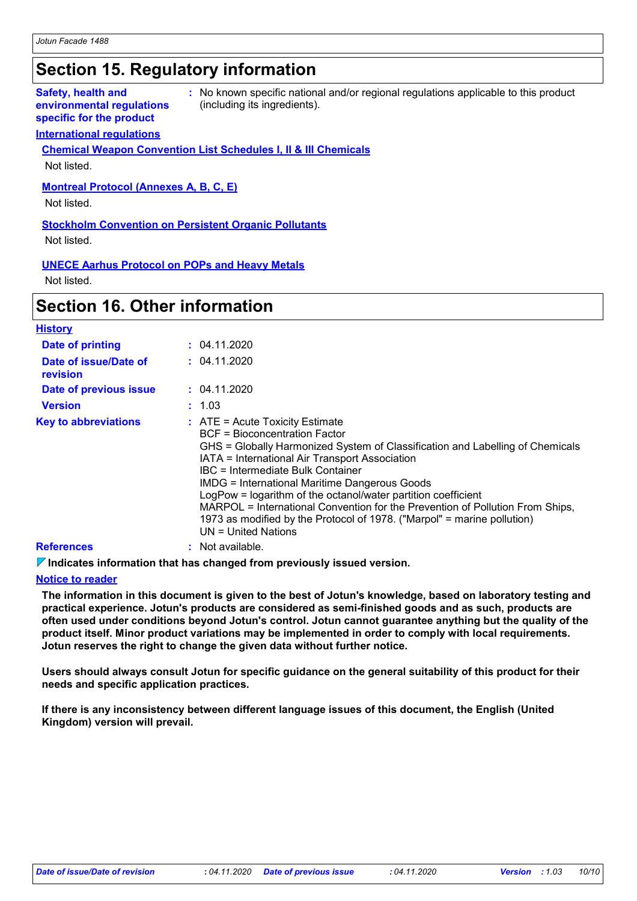# Section 15. Regulatory information

**Safety, health and environmental regulations specific for the product** : No known specific national and/or regional regulations applicable to this product (including its ingredients).

**International regulations**

**Chemical Weapon Convention List Schedules I, II & III Chemicals**

Not listed.

**Montreal Protocol (Annexes A, B, C, E)**

Not listed.

**Stockholm Convention on Persistent Organic Pollutants**

Not listed.

**UNECE Aarhus Protocol on POPs and Heavy Metals**

Not listed.

# Section 16. Other information

**History**

**Date of printing** : 04.11.2020

**Date of issue/Date of revision** : 04.11.2020

**Date of previous issue** : 04.11.2020

**Version** : 1.03

**Key to abbreviations** :
ATE = Acute Toxicity Estimate
BCF = Bioconcentration Factor
GHS = Globally Harmonized System of Classification and Labelling of Chemicals
IATA = International Air Transport Association
IBC = Intermediate Bulk Container
IMDG = International Maritime Dangerous Goods
LogPow = logarithm of the octanol/water partition coefficient
MARPOL = International Convention for the Prevention of Pollution From Ships, 1973 as modified by the Protocol of 1978. ("Marpol" = marine pollution)
UN = United Nations

**References** : Not available.

**Indicates information that has changed from previously issued version.**

**Notice to reader**

**The information in this document is given to the best of Jotun's knowledge, based on laboratory testing and practical experience. Jotun's products are considered as semi-finished goods and as such, products are often used under conditions beyond Jotun's control. Jotun cannot guarantee anything but the quality of the product itself. Minor product variations may be implemented in order to comply with local requirements. Jotun reserves the right to change the given data without further notice.**

**Users should always consult Jotun for specific guidance on the general suitability of this product for their needs and specific application practices.**

**If there is any inconsistency between different language issues of this document, the English (United Kingdom) version will prevail.**